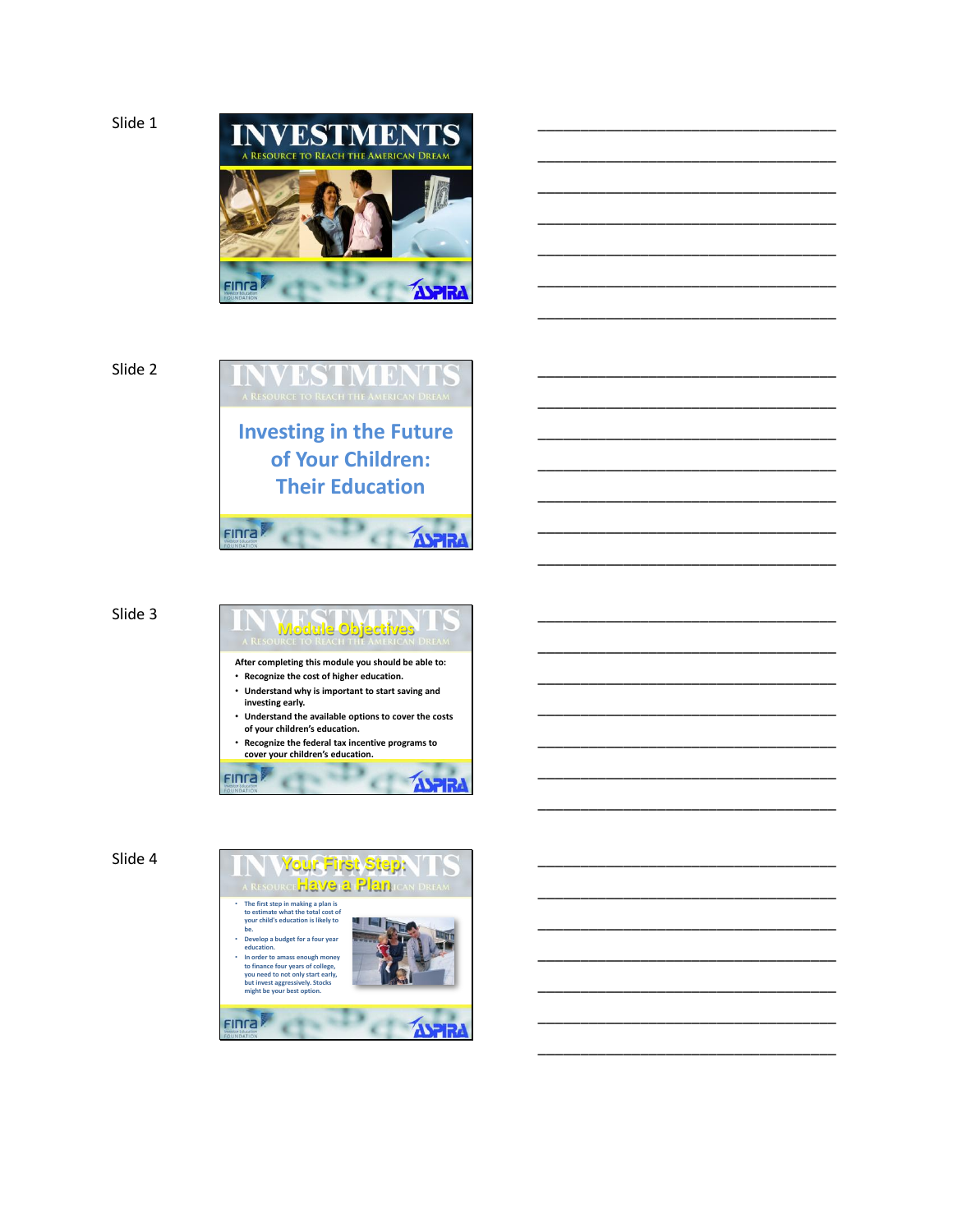Slide 1

# INVESTMENTS

A Resource to Reach the American Dream

Slide 2

## Investing in the Future of Your Children: Their Education

Slide 3

## Module Objectives

After completing this module you should be able to:

- Recognize the cost of higher education.
- Understand why is important to start saving and investing early.
- Understand the available options to cover the costs of your children's education.
- Recognize the federal tax incentive programs to cover your children's education.

Slide 4

## Your First Step: Have a Plan

- The first step in making a plan is to estimate what the total cost of your child's education is likely to be.
- Develop a budget for a four year education.
- In order to amass enough money to finance four years of college, you need to not only start early, but invest aggressively. Stocks might be your best option.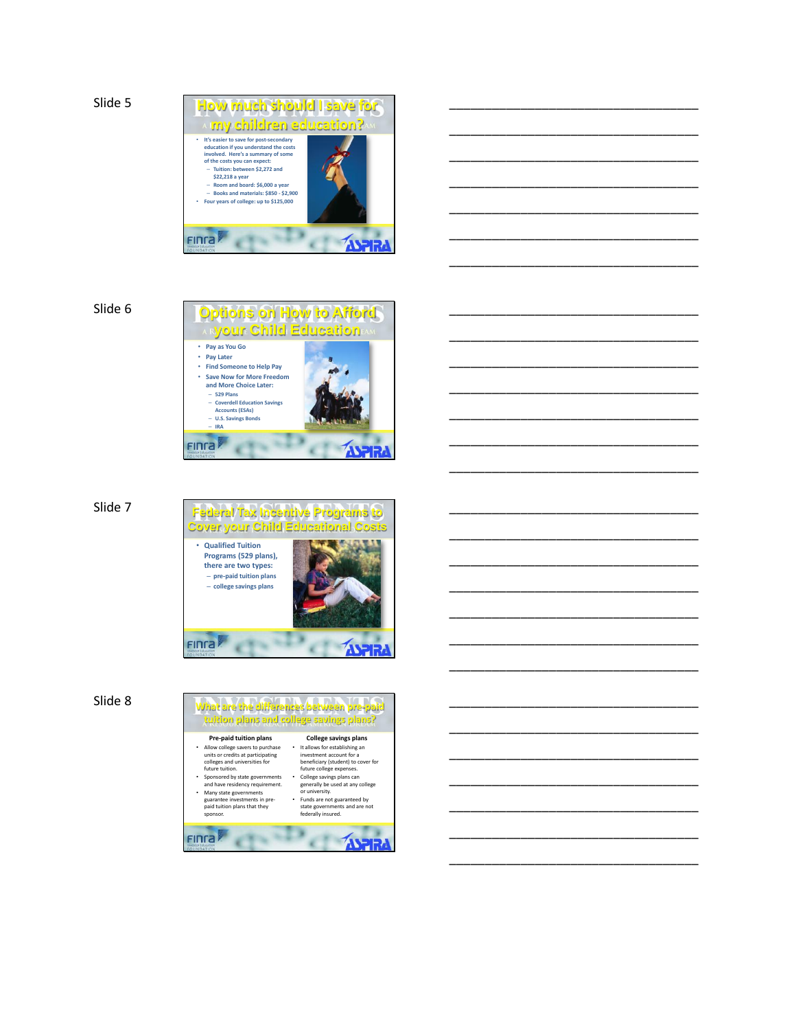Slide 5

## How much should I save for my children education?

- It's easier to save for post-secondary education if you understand the costs involved. Here's a summary of some of the costs you can expect:
  - Tuition: between $2,272 and $22,218 a year
  - Room and board: $6,000 a year
  - Books and materials: $850 - $2,900
- Four years of college: up to $125,000

Slide 6

## Options on How to Afford your Child Education

- Pay as You Go
- Pay Later
- Find Someone to Help Pay
- Save Now for More Freedom and More Choice Later:
  - 529 Plans
  - Coverdell Education Savings Accounts (ESAs)
  - U.S. Savings Bonds
  - IRA

Slide 7

## Federal Tax Incentive Programs to Cover your Child Educational Costs

- Qualified Tuition Programs (529 plans), there are two types:
  - pre-paid tuition plans
  - college savings plans

Slide 8

## What are the differences between pre-paid tuition plans and college savings plans?

**Pre-paid tuition plans**

- Allow college savers to purchase units or credits at participating colleges and universities for future tuition.
- Sponsored by state governments and have residency requirement.
- Many state governments guarantee investments in pre-paid tuition plans that they sponsor.

**College savings plans**

- It allows for establishing an investment account for a beneficiary (student) to cover for future college expenses.
- College savings plans can generally be used at any college or university.
- Funds are not guaranteed by state governments and are not federally insured.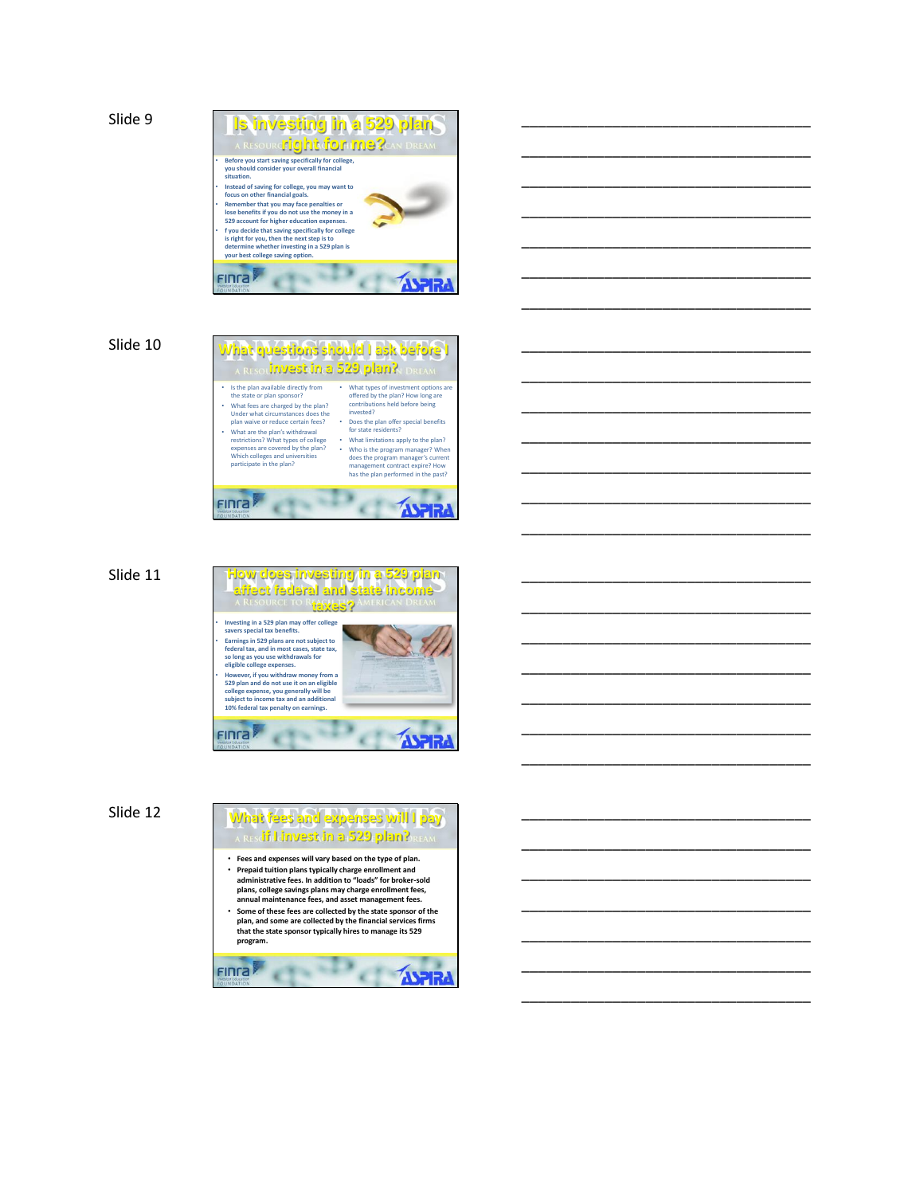Slide 9

## Is investing in a 529 plan right for me?

- Before you start saving specifically for college, you should consider your overall financial situation.
- Instead of saving for college, you may want to focus on other financial goals.
- Remember that you may face penalties or lose benefits if you do not use the money in a 529 account for higher education expenses.
- f you decide that saving specifically for college is right for you, then the next step is to determine whether investing in a 529 plan is your best college saving option.

Slide 10

## What questions should I ask before I invest in a 529 plan?

- Is the plan available directly from the state or plan sponsor?
- What fees are charged by the plan? Under what circumstances does the plan waive or reduce certain fees?
- What are the plan's withdrawal restrictions? What types of college expenses are covered by the plan? Which colleges and universities participate in the plan?
- What types of investment options are offered by the plan? How long are contributions held before being invested?
- Does the plan offer special benefits for state residents?
- What limitations apply to the plan?
- Who is the program manager? When does the program manager's current management contract expire? How has the plan performed in the past?

Slide 11

## How does investing in a 529 plan affect federal and state income taxes?

- Investing in a 529 plan may offer college savers special tax benefits.
- Earnings in 529 plans are not subject to federal tax, and in most cases, state tax, so long as you use withdrawals for eligible college expenses.
- However, if you withdraw money from a 529 plan and do not use it on an eligible college expense, you generally will be subject to income tax and an additional 10% federal tax penalty on earnings.

Slide 12

## What fees and expenses will I pay if I invest in a 529 plan?

- Fees and expenses will vary based on the type of plan.
- Prepaid tuition plans typically charge enrollment and administrative fees. In addition to "loads" for broker-sold plans, college savings plans may charge enrollment fees, annual maintenance fees, and asset management fees.
- Some of these fees are collected by the state sponsor of the plan, and some are collected by the financial services firms that the state sponsor typically hires to manage its 529 program.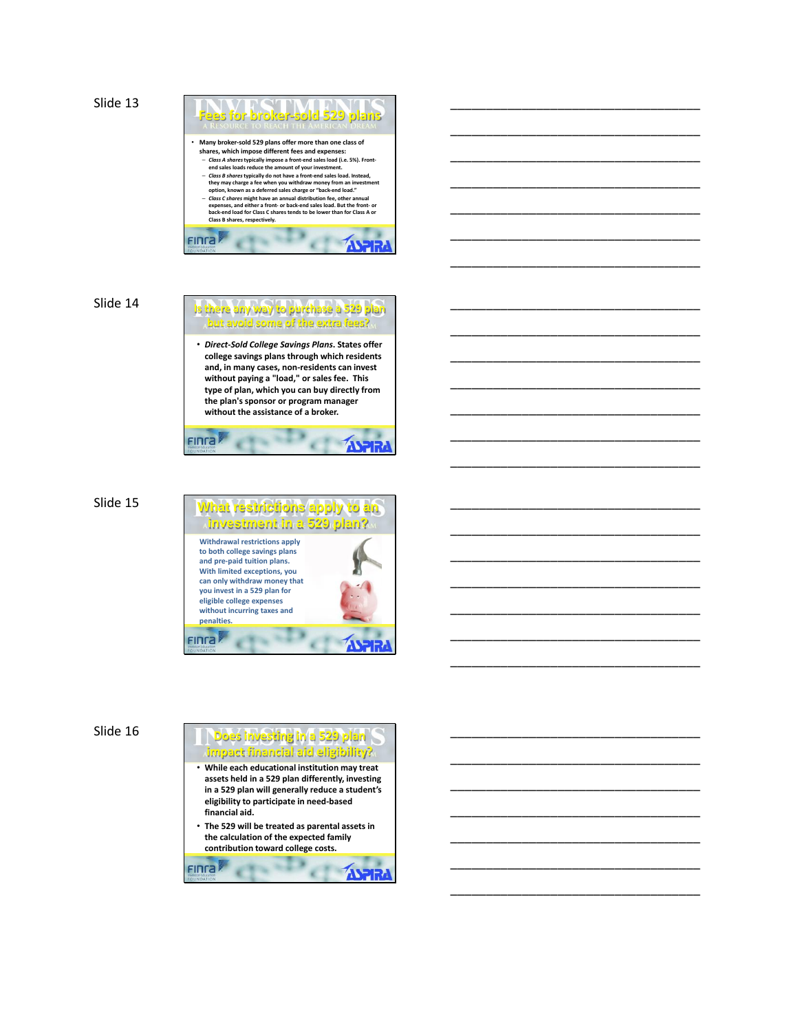Slide 13

## Fees for broker-sold 529 plans

- Many broker-sold 529 plans offer more than one class of shares, which impose different fees and expenses:
  - *Class A shares* typically impose a front-end sales load (i.e. 5%). Front-end sales loads reduce the amount of your investment.
  - *Class B shares* typically do not have a front-end sales load. Instead, they may charge a fee when you withdraw money from an investment option, known as a deferred sales charge or "back-end load."
  - *Class C shares* might have an annual distribution fee, other annual expenses, and either a front- or back-end sales load. But the front- or back-end load for Class C shares tends to be lower than for Class A or Class B shares, respectively.

Slide 14

## Is there any way to purchase a 529 plan but avoid some of the extra fees?

- *Direct-Sold College Savings Plans*. States offer college savings plans through which residents and, in many cases, non-residents can invest without paying a "load," or sales fee. This type of plan, which you can buy directly from the plan's sponsor or program manager without the assistance of a broker.

Slide 15

## What restrictions apply to an investment in a 529 plan?

Withdrawal restrictions apply to both college savings plans and pre-paid tuition plans. With limited exceptions, you can only withdraw money that you invest in a 529 plan for eligible college expenses without incurring taxes and penalties.

Slide 16

## Does investing in a 529 plan impact financial aid eligibility?

- While each educational institution may treat assets held in a 529 plan differently, investing in a 529 plan will generally reduce a student's eligibility to participate in need-based financial aid.
- The 529 will be treated as parental assets in the calculation of the expected family contribution toward college costs.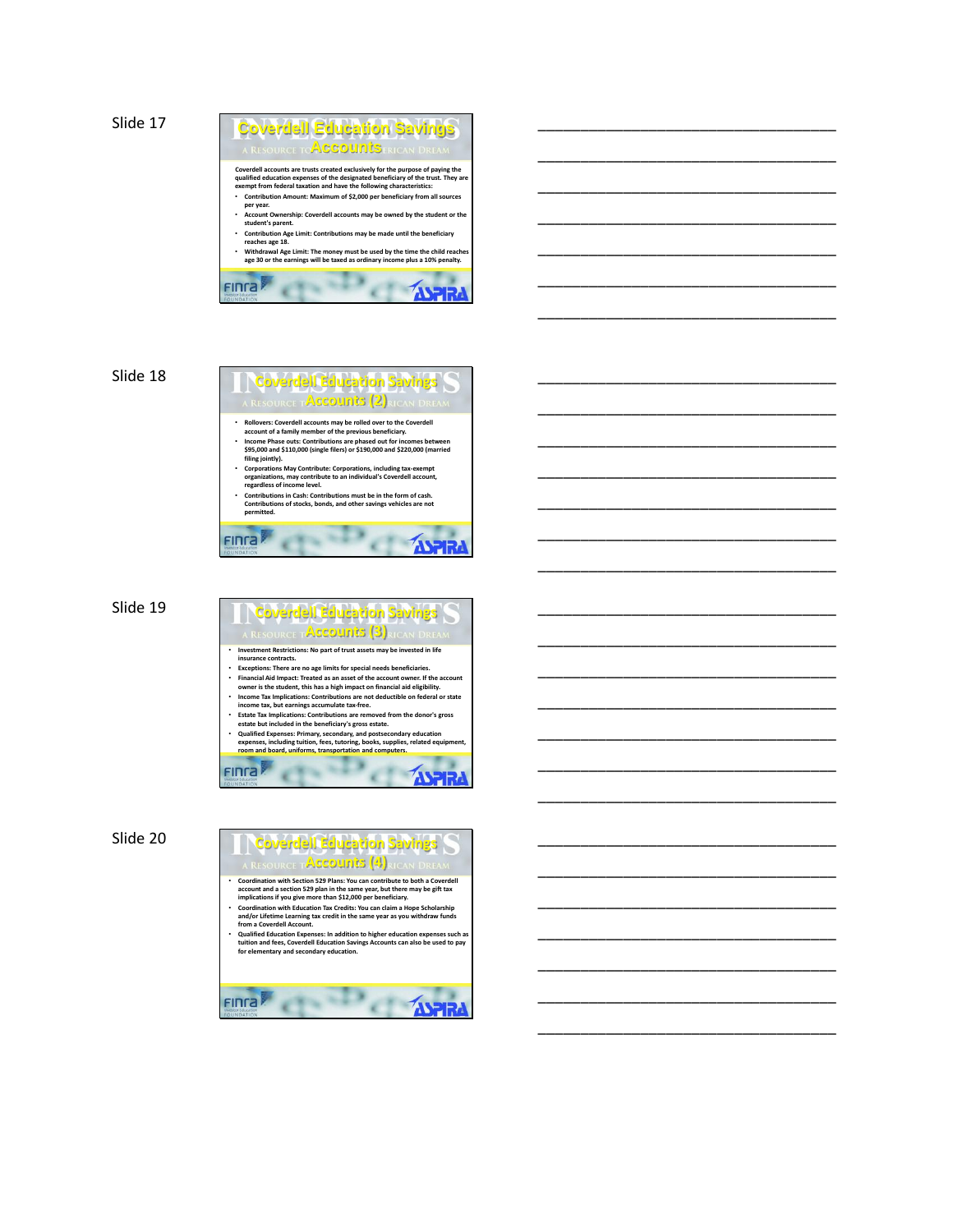Slide 17

## Coverdell Education Savings Accounts

Coverdell accounts are trusts created exclusively for the purpose of paying the qualified education expenses of the designated beneficiary of the trust. They are exempt from federal taxation and have the following characteristics:

- Contribution Amount: Maximum of $2,000 per beneficiary from all sources per year.
- Account Ownership: Coverdell accounts may be owned by the student or the student's parent.
- Contribution Age Limit: Contributions may be made until the beneficiary reaches age 18.
- Withdrawal Age Limit: The money must be used by the time the child reaches age 30 or the earnings will be taxed as ordinary income plus a 10% penalty.

Slide 18

## Coverdell Education Savings Accounts (2)

- Rollovers: Coverdell accounts may be rolled over to the Coverdell account of a family member of the previous beneficiary.
- Income Phase outs: Contributions are phased out for incomes between $95,000 and $110,000 (single filers) or $190,000 and $220,000 (married filing jointly).
- Corporations May Contribute: Corporations, including tax-exempt organizations, may contribute to an individual's Coverdell account, regardless of income level.
- Contributions in Cash: Contributions must be in the form of cash. Contributions of stocks, bonds, and other savings vehicles are not permitted.

Slide 19

## Coverdell Education Savings Accounts (3)

- Investment Restrictions: No part of trust assets may be invested in life insurance contracts.
- Exceptions: There are no age limits for special needs beneficiaries.
- Financial Aid Impact: Treated as an asset of the account owner. If the account owner is the student, this has a high impact on financial aid eligibility.
- Income Tax Implications: Contributions are not deductible on federal or state income tax, but earnings accumulate tax-free.
- Estate Tax Implications: Contributions are removed from the donor's gross estate but included in the beneficiary's gross estate.
- Qualified Expenses: Primary, secondary, and postsecondary education expenses, including tuition, fees, tutoring, books, supplies, related equipment, room and board, uniforms, transportation and computers.

Slide 20

## Coverdell Education Savings Accounts (4)

- Coordination with Section 529 Plans: You can contribute to both a Coverdell account and a section 529 plan in the same year, but there may be gift tax implications if you give more than $12,000 per beneficiary.
- Coordination with Education Tax Credits: You can claim a Hope Scholarship and/or Lifetime Learning tax credit in the same year as you withdraw funds from a Coverdell Account.
- Qualified Education Expenses: In addition to higher education expenses such as tuition and fees, Coverdell Education Savings Accounts can also be used to pay for elementary and secondary education.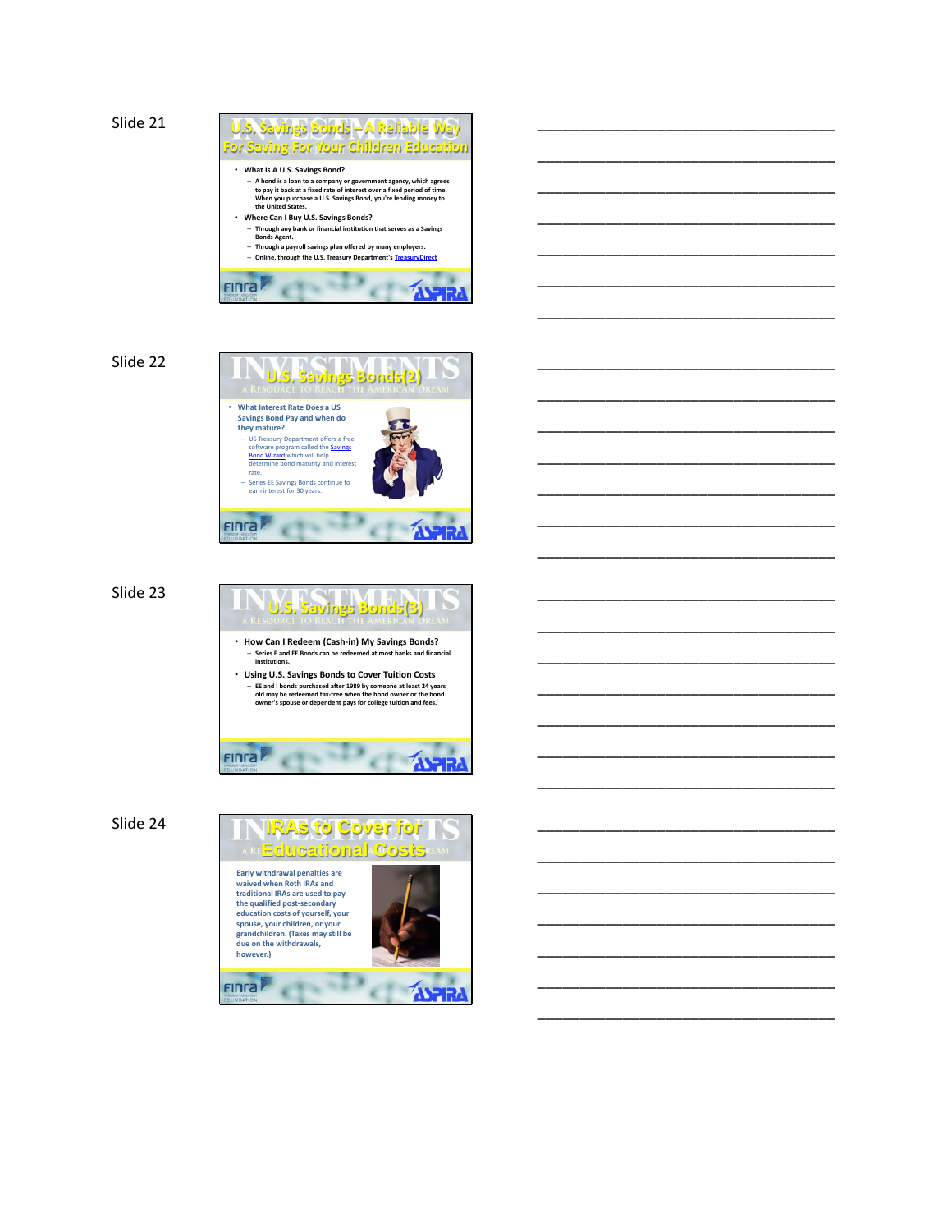Slide 21

## U.S. Savings Bonds – A Reliable Way For Saving For Your Children Education

- **What Is A U.S. Savings Bond?**
  - A bond is a loan to a company or government agency, which agrees to pay it back at a fixed rate of interest over a fixed period of time. When you purchase a U.S. Savings Bond, you're lending money to the United States.
- **Where Can I Buy U.S. Savings Bonds?**
  - Through any bank or financial institution that serves as a Savings Bonds Agent.
  - Through a payroll savings plan offered by many employers.
  - Online, through the U.S. Treasury Department's TreasuryDirect

___________________________________

___________________________________

___________________________________

___________________________________

___________________________________

___________________________________

___________________________________

Slide 22

## U.S. Savings Bonds(2)

INVESTMENTS – A Resource to Reach the American Dream

- **What Interest Rate Does a US Savings Bond Pay and when do they mature?**
  - US Treasury Department offers a free software program called the Savings Bond Wizard which will help determine bond maturity and interest rate.
  - Series EE Savings Bonds continue to earn interest for 30 years.

___________________________________

___________________________________

___________________________________

___________________________________

___________________________________

___________________________________

___________________________________

Slide 23

## U.S. Savings Bonds(3)

INVESTMENTS – A Resource to Reach the American Dream

- **How Can I Redeem (Cash-in) My Savings Bonds?**
  - Series E and EE Bonds can be redeemed at most banks and financial institutions.
- **Using U.S. Savings Bonds to Cover Tuition Costs**
  - EE and I bonds purchased after 1989 by someone at least 24 years old may be redeemed tax-free when the bond owner or the bond owner's spouse or dependent pays for college tuition and fees.

___________________________________

___________________________________

___________________________________

___________________________________

___________________________________

___________________________________

___________________________________

Slide 24

## IRAs to Cover for Educational Costs

Early withdrawal penalties are waived when Roth IRAs and traditional IRAs are used to pay the qualified post-secondary education costs of yourself, your spouse, your children, or your grandchildren. (Taxes may still be due on the withdrawals, however.)

___________________________________

___________________________________

___________________________________

___________________________________

___________________________________

___________________________________

___________________________________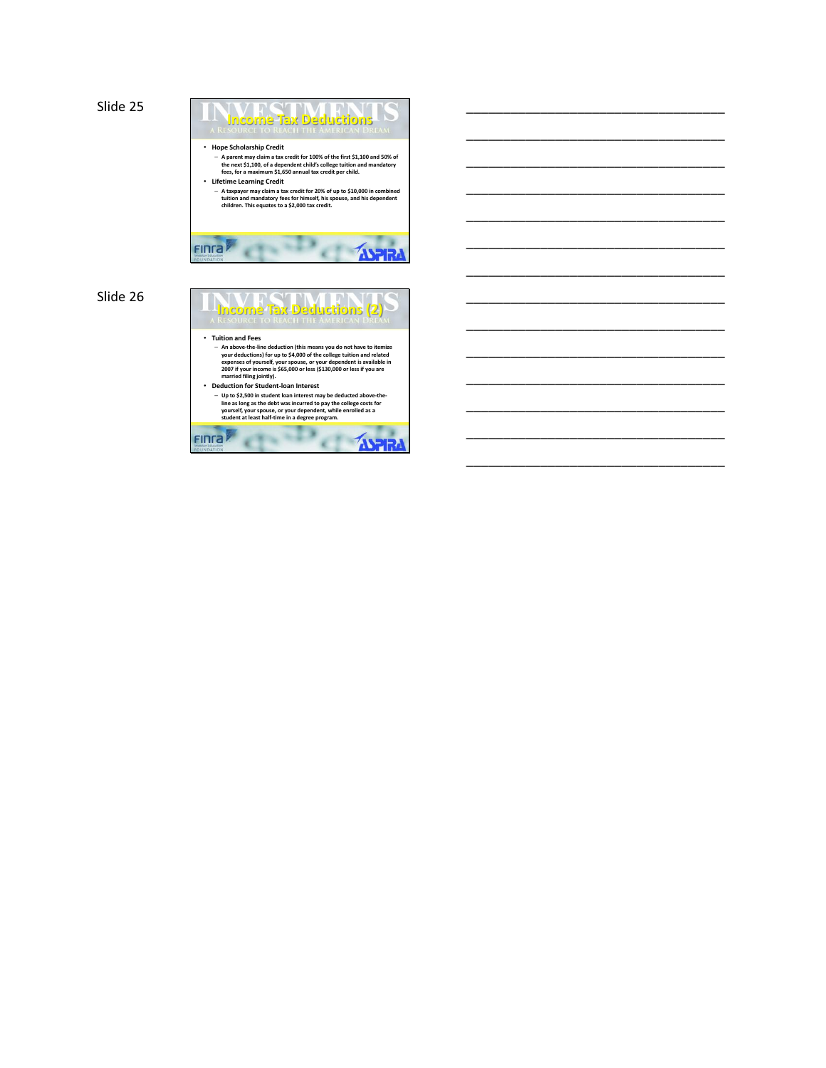Slide 25

## Income Tax Deductions

INVESTMENTS — A RESOURCE TO REACH THE AMERICAN DREAM

- **Hope Scholarship Credit**
  - A parent may claim a tax credit for 100% of the first $1,100 and 50% of the next $1,100, of a dependent child's college tuition and mandatory fees, for a maximum $1,650 annual tax credit per child.
- **Lifetime Learning Credit**
  - A taxpayer may claim a tax credit for 20% of up to $10,000 in combined tuition and mandatory fees for himself, his spouse, and his dependent children. This equates to a $2,000 tax credit.

FINRA Investor Education Foundation — ASPIRA

______________________________________

______________________________________

______________________________________

______________________________________

______________________________________

______________________________________

______________________________________

Slide 26

## Income Tax Deductions (2)

INVESTMENTS — A RESOURCE TO REACH THE AMERICAN DREAM

- **Tuition and Fees**
  - An above-the-line deduction (this means you do not have to itemize your deductions) for up to $4,000 of the college tuition and related expenses of yourself, your spouse, or your dependent is available in 2007 if your income is $65,000 or less ($130,000 or less if you are married filing jointly).
- **Deduction for Student-loan Interest**
  - Up to $2,500 in student loan interest may be deducted above-the-line as long as the debt was incurred to pay the college costs for yourself, your spouse, or your dependent, while enrolled as a student at least half-time in a degree program.

FINRA Investor Education Foundation — ASPIRA

______________________________________

______________________________________

______________________________________

______________________________________

______________________________________

______________________________________

______________________________________